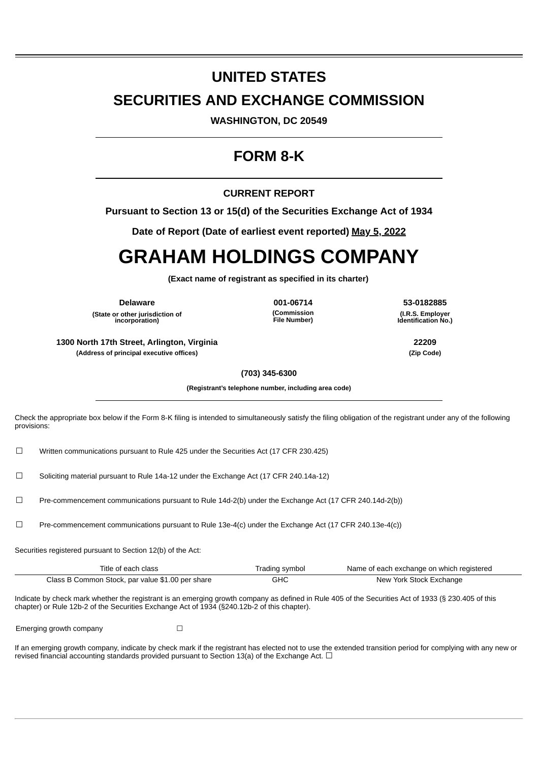# UNITED STATES

# SECURITIES AND EXCHANGE COMMISSION

**WASHINGTON, DC 20549**

## FORM 8-K

**CURRENT REPORT**

**Pursuant to Section 13 or 15(d) of the Securities Exchange Act of 1934**

**Date of Report (Date of earliest event reported) May 5, 2022**

# GRAHAM HOLDINGS COMPANY

**(Exact name of registrant as specified in its charter)**

| | | |
|---|---|---|
| **Delaware** | **001-06714** | **53-0182885** |
| **(State or other jurisdiction of incorporation)** | **(Commission File Number)** | **(I.R.S. Employer Identification No.)** |

| | |
|---|---|
| **1300 North 17th Street, Arlington, Virginia** | **22209** |
| **(Address of principal executive offices)** | **(Zip Code)** |

**(703) 345-6300**

**(Registrant's telephone number, including area code)**

Check the appropriate box below if the Form 8-K filing is intended to simultaneously satisfy the filing obligation of the registrant under any of the following provisions:

☐ Written communications pursuant to Rule 425 under the Securities Act (17 CFR 230.425)

☐ Soliciting material pursuant to Rule 14a-12 under the Exchange Act (17 CFR 240.14a-12)

☐ Pre-commencement communications pursuant to Rule 14d-2(b) under the Exchange Act (17 CFR 240.14d-2(b))

☐ Pre-commencement communications pursuant to Rule 13e-4(c) under the Exchange Act (17 CFR 240.13e-4(c))

Securities registered pursuant to Section 12(b) of the Act:

| Title of each class | Trading symbol | Name of each exchange on which registered |
|---|---|---|
| Class B Common Stock, par value $1.00 per share | GHC | New York Stock Exchange |

Indicate by check mark whether the registrant is an emerging growth company as defined in Rule 405 of the Securities Act of 1933 (§ 230.405 of this chapter) or Rule 12b-2 of the Securities Exchange Act of 1934 (§240.12b-2 of this chapter).

Emerging growth company ☐

If an emerging growth company, indicate by check mark if the registrant has elected not to use the extended transition period for complying with any new or revised financial accounting standards provided pursuant to Section 13(a) of the Exchange Act. ☐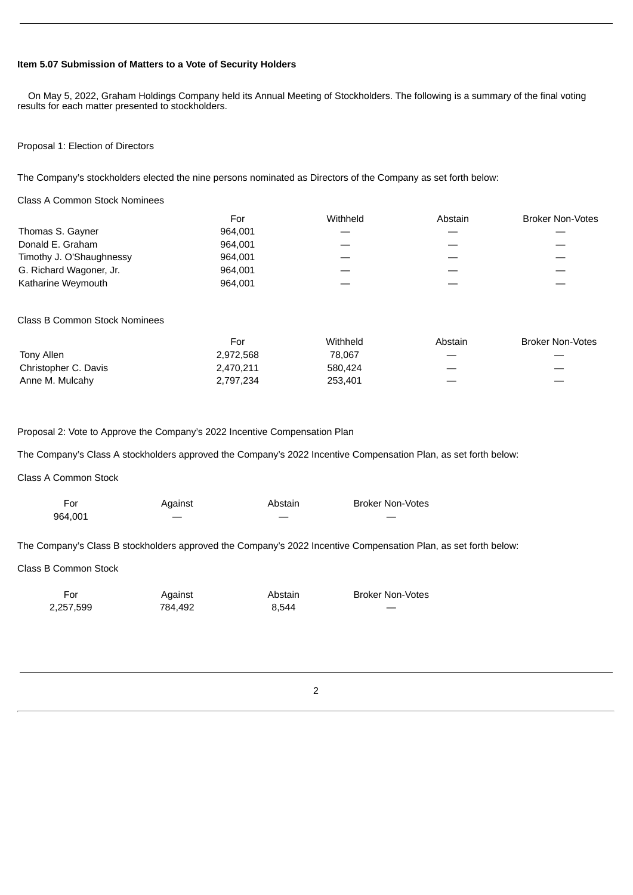**Item 5.07 Submission of Matters to a Vote of Security Holders**

On May 5, 2022, Graham Holdings Company held its Annual Meeting of Stockholders. The following is a summary of the final voting results for each matter presented to stockholders.

Proposal 1: Election of Directors

The Company's stockholders elected the nine persons nominated as Directors of the Company as set forth below:

Class A Common Stock Nominees

| | For | Withheld | Abstain | Broker Non-Votes |
|---|---|---|---|---|
| Thomas S. Gayner | 964,001 | — | — | — |
| Donald E. Graham | 964,001 | — | — | — |
| Timothy J. O'Shaughnessy | 964,001 | — | — | — |
| G. Richard Wagoner, Jr. | 964,001 | — | — | — |
| Katharine Weymouth | 964,001 | — | — | — |

Class B Common Stock Nominees

| | For | Withheld | Abstain | Broker Non-Votes |
|---|---|---|---|---|
| Tony Allen | 2,972,568 | 78,067 | — | — |
| Christopher C. Davis | 2,470,211 | 580,424 | — | — |
| Anne M. Mulcahy | 2,797,234 | 253,401 | — | — |

Proposal 2: Vote to Approve the Company's 2022 Incentive Compensation Plan

The Company's Class A stockholders approved the Company's 2022 Incentive Compensation Plan, as set forth below:

Class A Common Stock

| For | Against | Abstain | Broker Non-Votes |
|---|---|---|---|
| 964,001 | — | — | — |

The Company's Class B stockholders approved the Company's 2022 Incentive Compensation Plan, as set forth below:

Class B Common Stock

| For | Against | Abstain | Broker Non-Votes |
|---|---|---|---|
| 2,257,599 | 784,492 | 8,544 | — |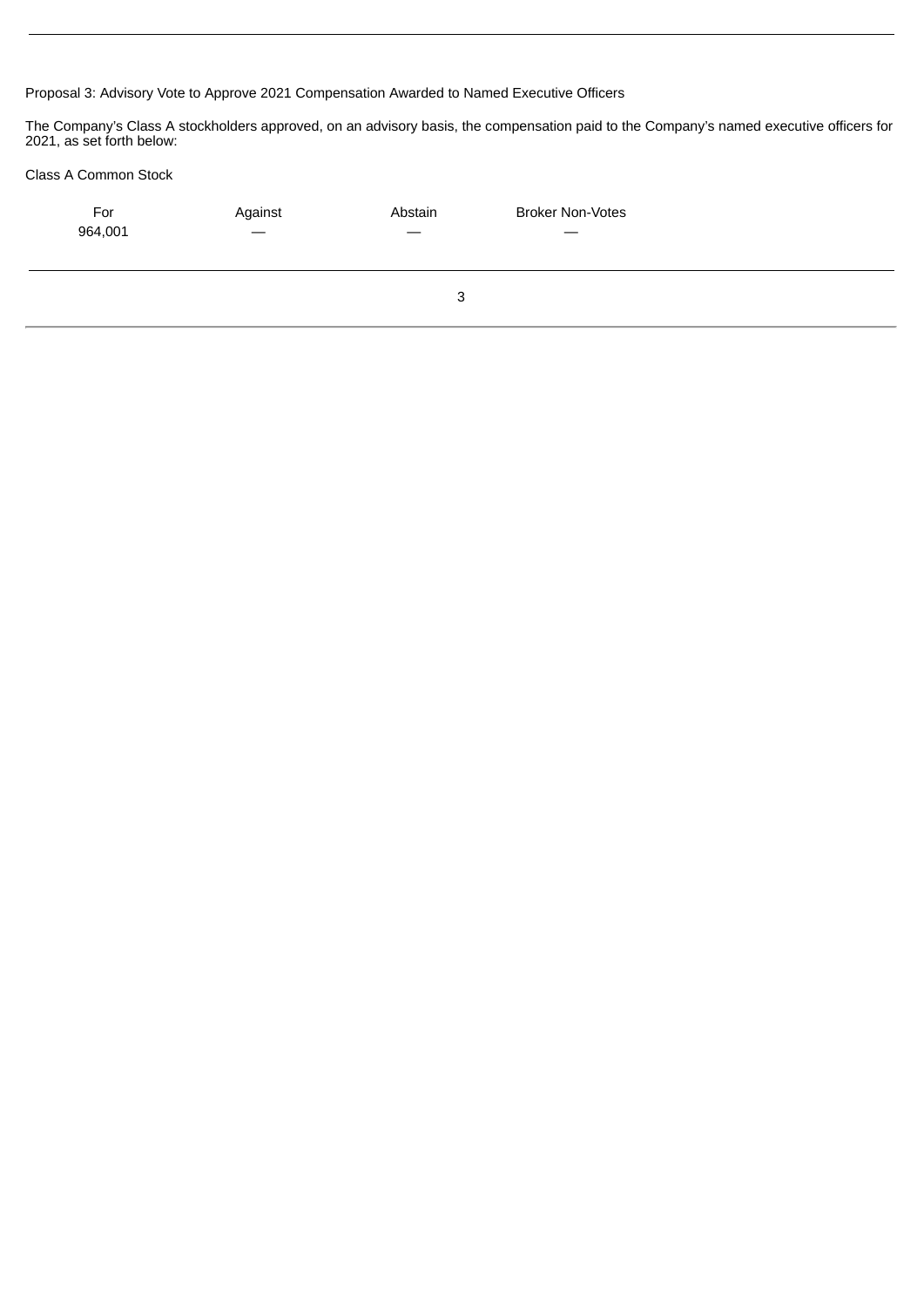Proposal 3: Advisory Vote to Approve 2021 Compensation Awarded to Named Executive Officers

The Company's Class A stockholders approved, on an advisory basis, the compensation paid to the Company's named executive officers for 2021, as set forth below:

Class A Common Stock

| For | Against | Abstain | Broker Non-Votes |
| --- | --- | --- | --- |
| 964,001 | — | — | — |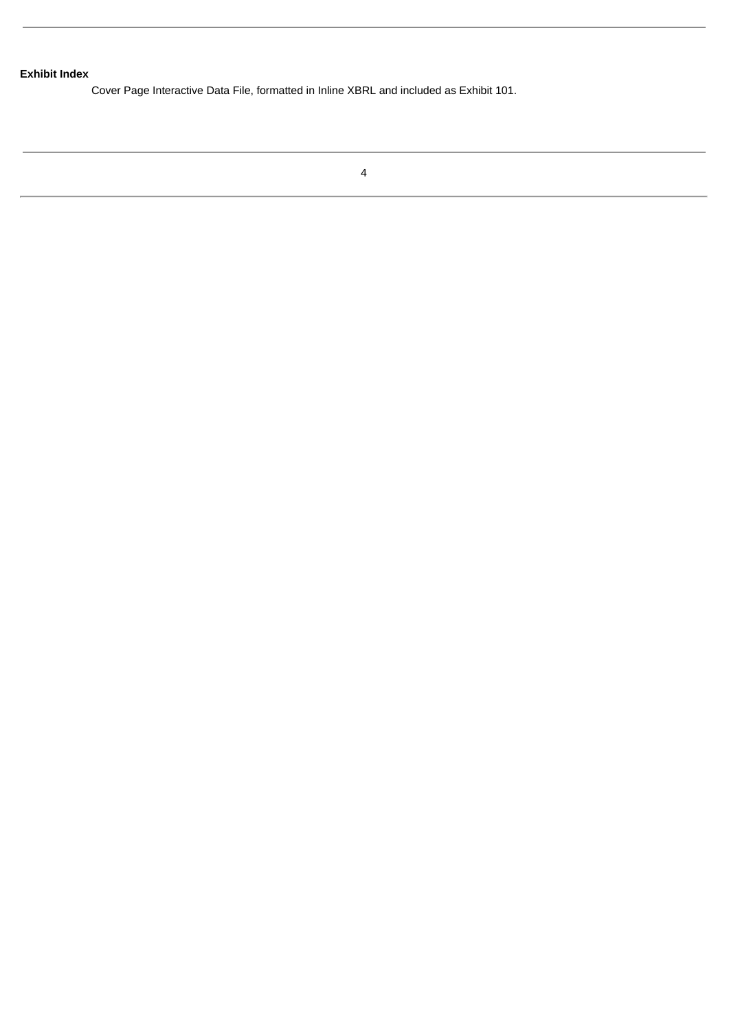**Exhibit Index**

Cover Page Interactive Data File, formatted in Inline XBRL and included as Exhibit 101.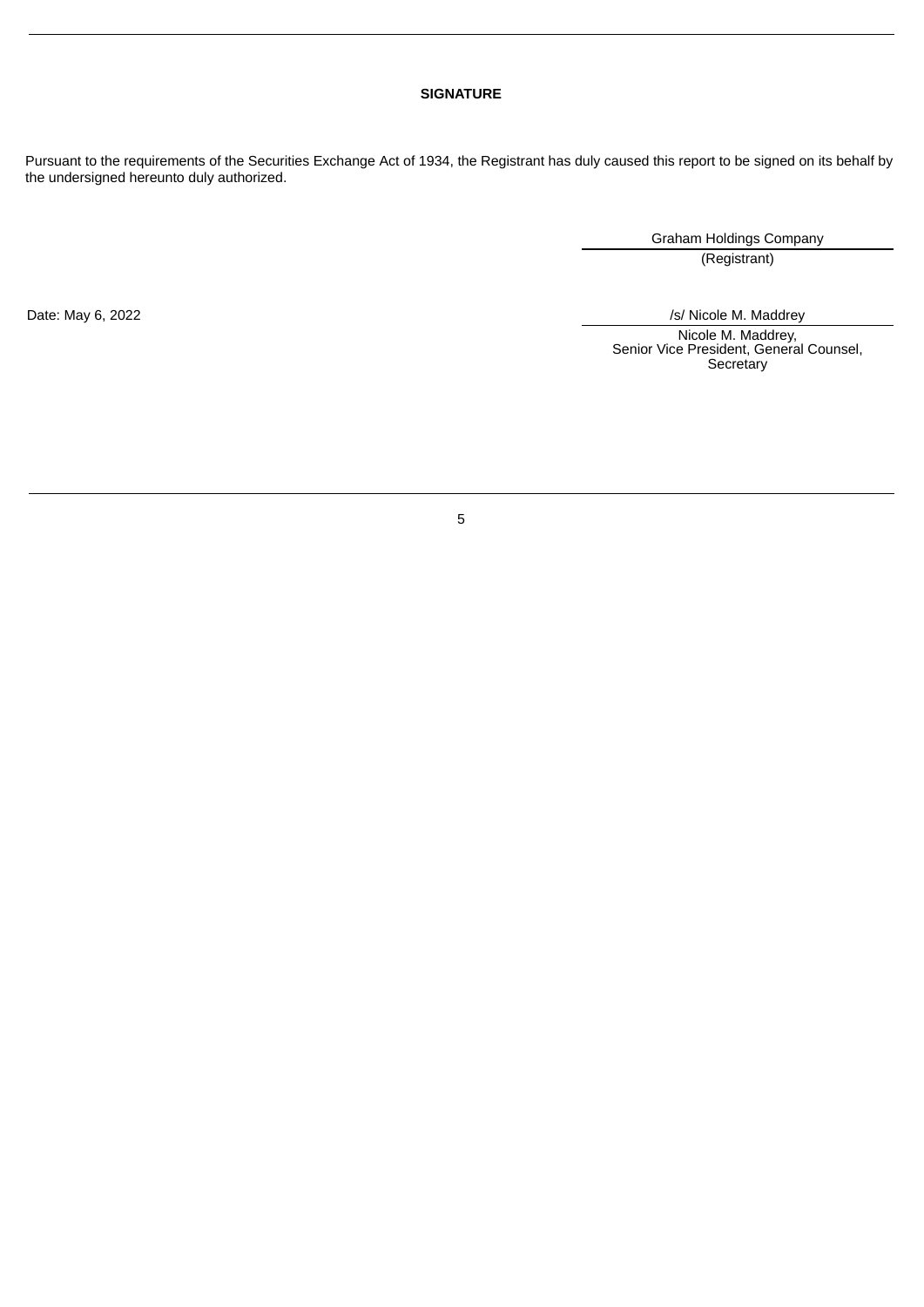**SIGNATURE**

Pursuant to the requirements of the Securities Exchange Act of 1934, the Registrant has duly caused this report to be signed on its behalf by the undersigned hereunto duly authorized.

Graham Holdings Company
(Registrant)

Date: May 6, 2022

/s/ Nicole M. Maddrey

Nicole M. Maddrey,
Senior Vice President, General Counsel,
Secretary